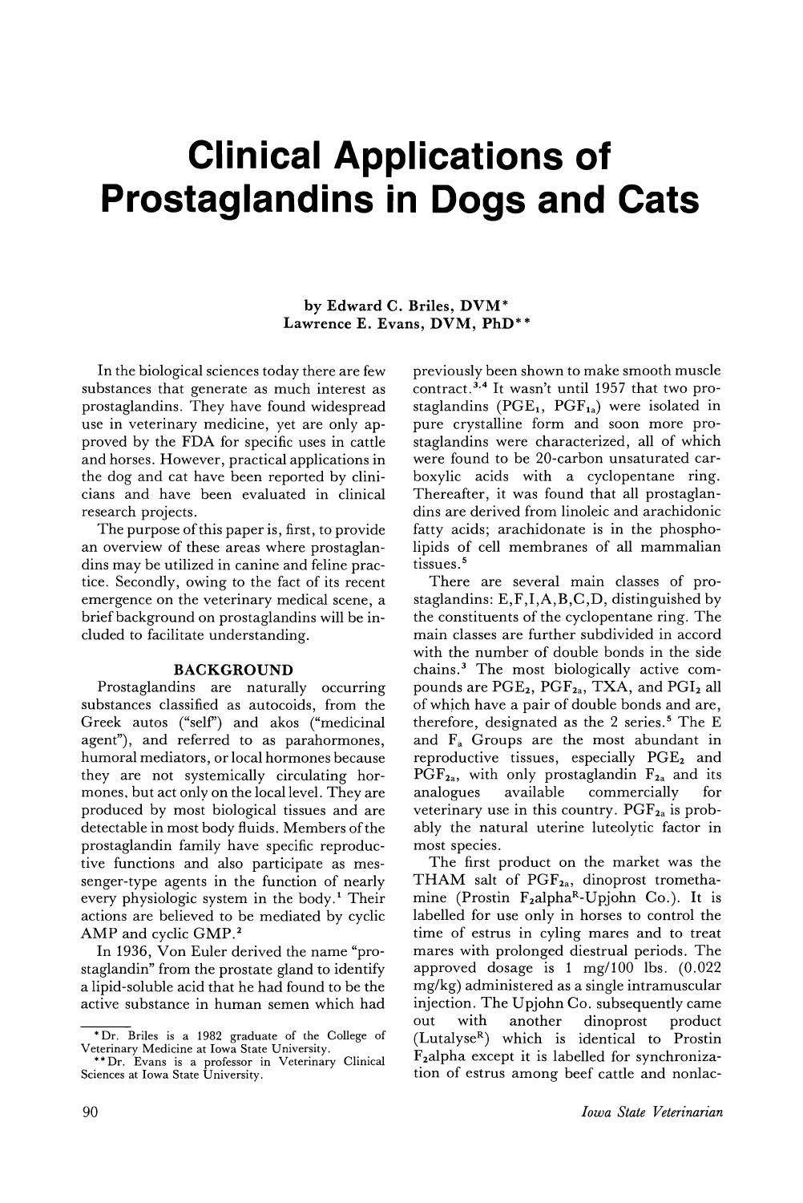# Clinical Applications of Prostaglandins in Dogs and Cats

by Edward C. Briles, DVM*
Lawrence E. Evans, DVM, PhD**

In the biological sciences today there are few substances that generate as much interest as prostaglandins. They have found widespread use in veterinary medicine, yet are only approved by the FDA for specific uses in cattle and horses. However, practical applications in the dog and cat have been reported by clinicians and have been evaluated in clinical research projects.

The purpose of this paper is, first, to provide an overview of these areas where prostaglandins may be utilized in canine and feline practice. Secondly, owing to the fact of its recent emergence on the veterinary medical scene, a brief background on prostaglandins will be included to facilitate understanding.

## BACKGROUND

Prostaglandins are naturally occurring substances classified as autocoids, from the Greek autos ("self") and akos ("medicinal agent"), and referred to as parahormones, humoral mediators, or local hormones because they are not systemically circulating hormones, but act only on the local level. They are produced by most biological tissues and are detectable in most body fluids. Members of the prostaglandin family have specific reproductive functions and also participate as messenger-type agents in the function of nearly every physiologic system in the body.[1] Their actions are believed to be mediated by cyclic AMP and cyclic GMP.[2]

In 1936, Von Euler derived the name "prostaglandin" from the prostate gland to identify a lipid-soluble acid that he had found to be the active substance in human semen which had previously been shown to make smooth muscle contract.[3,4] It wasn't until 1957 that two prostaglandins ($PGE_1$, $PGF_{1a}$) were isolated in pure crystalline form and soon more prostaglandins were characterized, all of which were found to be 20-carbon unsaturated carboxylic acids with a cyclopentane ring. Thereafter, it was found that all prostaglandins are derived from linoleic and arachidonic fatty acids; arachidonate is in the phospholipids of cell membranes of all mammalian tissues.[5]

There are several main classes of prostaglandins: E,F,I,A,B,C,D, distinguished by the constituents of the cyclopentane ring. The main classes are further subdivided in accord with the number of double bonds in the side chains.[3] The most biologically active compounds are $PGE_2$, $PGF_{2a}$, TXA, and $PGI_2$ all of which have a pair of double bonds and are, therefore, designated as the 2 series.[5] The E and $F_a$ Groups are the most abundant in reproductive tissues, especially $PGE_2$ and $PGF_{2a}$, with only prostaglandin $F_{2a}$ and its analogues available commercially for veterinary use in this country. $PGF_{2a}$ is probably the natural uterine luteolytic factor in most species.

The first product on the market was the THAM salt of $PGF_{2a}$, dinoprost tromethamine (Prostin F₂alpha®-Upjohn Co.). It is labelled for use only in horses to control the time of estrus in cyling mares and to treat mares with prolonged diestrual periods. The approved dosage is 1 mg/100 lbs. (0.022 mg/kg) administered as a single intramuscular injection. The Upjohn Co. subsequently came out with another dinoprost product (Lutalyse®) which is identical to Prostin $F_2$alpha except it is labelled for synchronization of estrus among beef cattle and nonlac-

---

*Dr. Briles is a 1982 graduate of the College of Veterinary Medicine at Iowa State University.

**Dr. Evans is a professor in Veterinary Clinical Sciences at Iowa State University.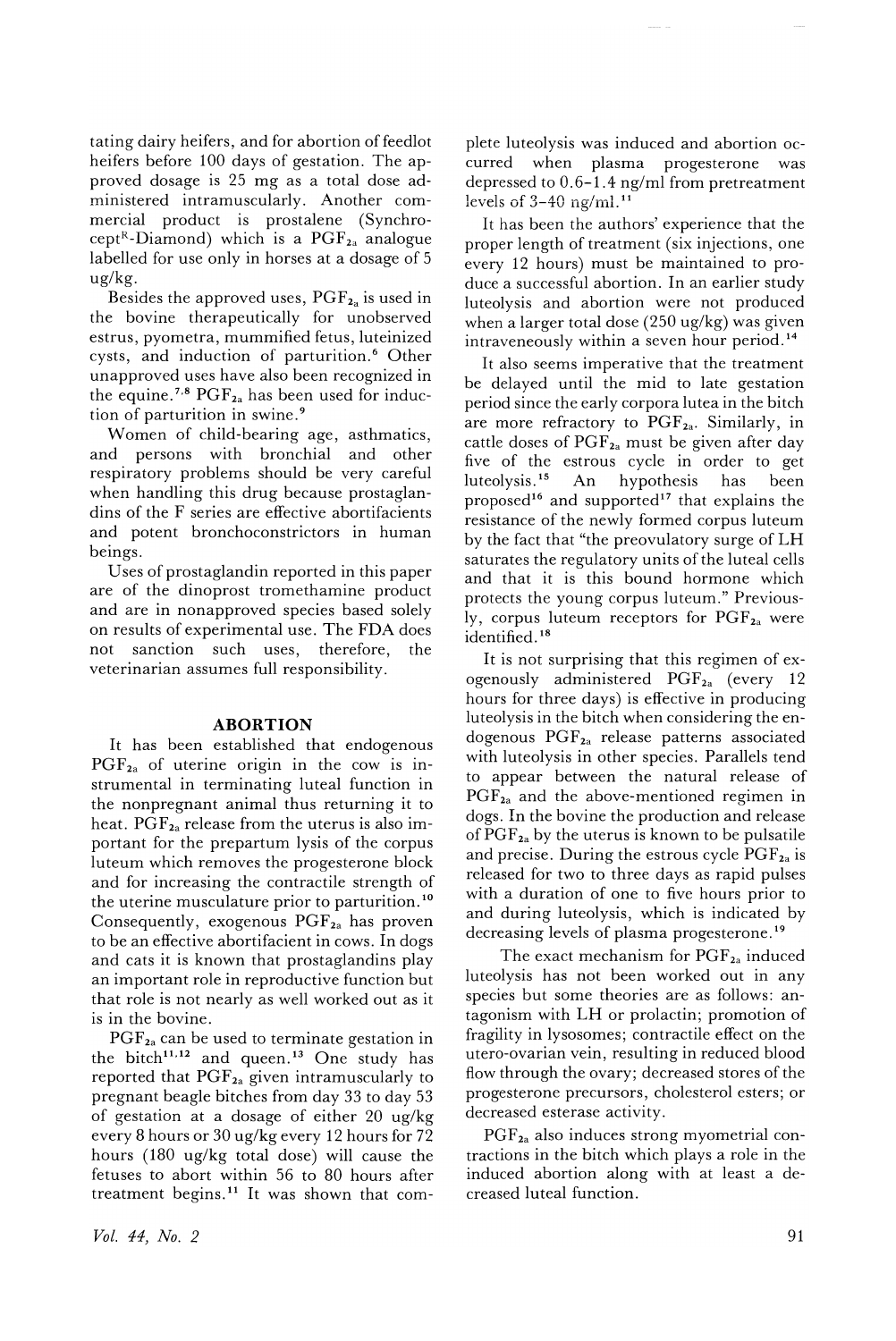tating dairy heifers, and for abortion of feedlot heifers before 100 days of gestation. The approved dosage is 25 mg as a total dose administered intramuscularly. Another commercial product is prostalene (Synchrocept[R]-Diamond) which is a $PGF_{2a}$ analogue labelled for use only in horses at a dosage of 5 ug/kg.

Besides the approved uses, $PGF_{2a}$ is used in the bovine therapeutically for unobserved estrus, pyometra, mummified fetus, luteinized cysts, and induction of parturition.[6] Other unapproved uses have also been recognized in the equine.[7,8] $PGF_{2a}$ has been used for induction of parturition in swine.[9]

Women of child-bearing age, asthmatics, and persons with bronchial and other respiratory problems should be very careful when handling this drug because prostaglandins of the F series are effective abortifacients and potent bronchoconstrictors in human beings.

Uses of prostaglandin reported in this paper are of the dinoprost tromethamine product and are in nonapproved species based solely on results of experimental use. The FDA does not sanction such uses, therefore, the veterinarian assumes full responsibility.

## ABORTION

It has been established that endogenous $PGF_{2a}$ of uterine origin in the cow is instrumental in terminating luteal function in the nonpregnant animal thus returning it to heat. $PGF_{2a}$ release from the uterus is also important for the prepartum lysis of the corpus luteum which removes the progesterone block and for increasing the contractile strength of the uterine musculature prior to parturition.[10] Consequently, exogenous $PGF_{2a}$ has proven to be an effective abortifacient in cows. In dogs and cats it is known that prostaglandins play an important role in reproductive function but that role is not nearly as well worked out as it is in the bovine.

$PGF_{2a}$ can be used to terminate gestation in the bitch[11,12] and queen.[13] One study has reported that $PGF_{2a}$ given intramuscularly to pregnant beagle bitches from day 33 to day 53 of gestation at a dosage of either 20 ug/kg every 8 hours or 30 ug/kg every 12 hours for 72 hours (180 ug/kg total dose) will cause the fetuses to abort within 56 to 80 hours after treatment begins.[11] It was shown that complete luteolysis was induced and abortion occurred when plasma progesterone was depressed to 0.6-1.4 ng/ml from pretreatment levels of 3-40 ng/ml.[11]

It has been the authors' experience that the proper length of treatment (six injections, one every 12 hours) must be maintained to produce a successful abortion. In an earlier study luteolysis and abortion were not produced when a larger total dose (250 ug/kg) was given intraveneously within a seven hour period.[14]

It also seems imperative that the treatment be delayed until the mid to late gestation period since the early corpora lutea in the bitch are more refractory to $PGF_{2a}$. Similarly, in cattle doses of $PGF_{2a}$ must be given after day five of the estrous cycle in order to get luteolysis.[15] An hypothesis has been proposed[16] and supported[17] that explains the resistance of the newly formed corpus luteum by the fact that "the preovulatory surge of LH saturates the regulatory units of the luteal cells and that it is this bound hormone which protects the young corpus luteum." Previously, corpus luteum receptors for $PGF_{2a}$ were identified.[18]

It is not surprising that this regimen of exogenously administered $PGF_{2a}$ (every 12 hours for three days) is effective in producing luteolysis in the bitch when considering the endogenous $PGF_{2a}$ release patterns associated with luteolysis in other species. Parallels tend to appear between the natural release of $PGF_{2a}$ and the above-mentioned regimen in dogs. In the bovine the production and release of $PGF_{2a}$ by the uterus is known to be pulsatile and precise. During the estrous cycle $PGF_{2a}$ is released for two to three days as rapid pulses with a duration of one to five hours prior to and during luteolysis, which is indicated by decreasing levels of plasma progesterone.[19]

The exact mechanism for $PGF_{2a}$ induced luteolysis has not been worked out in any species but some theories are as follows: antagonism with LH or prolactin; promotion of fragility in lysosomes; contractile effect on the utero-ovarian vein, resulting in reduced blood flow through the ovary; decreased stores of the progesterone precursors, cholesterol esters; or decreased esterase activity.

$PGF_{2a}$ also induces strong myometrial contractions in the bitch which plays a role in the induced abortion along with at least a decreased luteal function.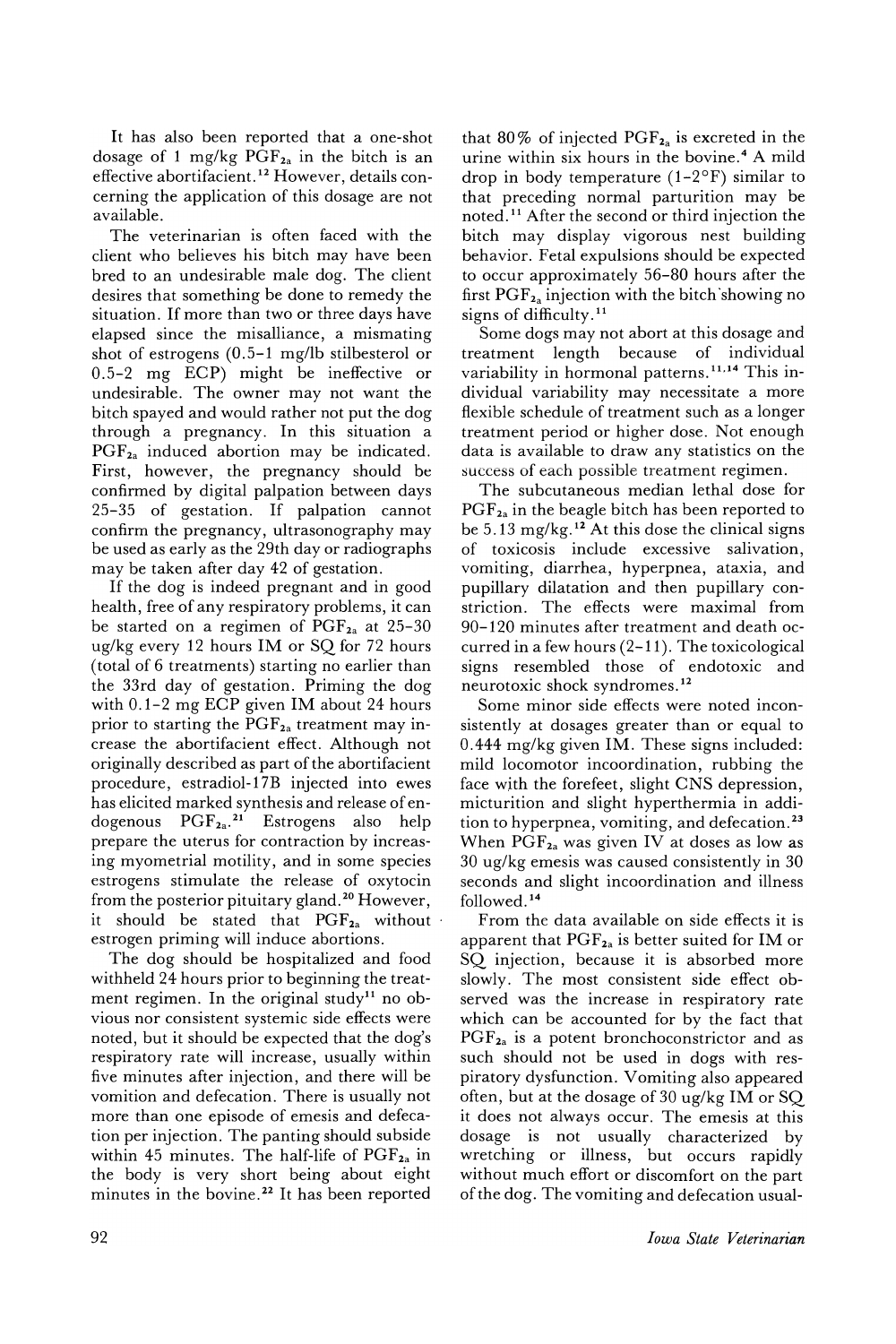It has also been reported that a one-shot dosage of 1 mg/kg $PGF_{2a}$ in the bitch is an effective abortifacient.[12] However, details concerning the application of this dosage are not available.

The veterinarian is often faced with the client who believes his bitch may have been bred to an undesirable male dog. The client desires that something be done to remedy the situation. If more than two or three days have elapsed since the misalliance, a mismating shot of estrogens (0.5-1 mg/lb stilbesterol or 0.5-2 mg ECP) might be ineffective or undesirable. The owner may not want the bitch spayed and would rather not put the dog through a pregnancy. In this situation a $PGF_{2a}$ induced abortion may be indicated. First, however, the pregnancy should be confirmed by digital palpation between days 25-35 of gestation. If palpation cannot confirm the pregnancy, ultrasonography may be used as early as the 29th day or radiographs may be taken after day 42 of gestation.

If the dog is indeed pregnant and in good health, free of any respiratory problems, it can be started on a regimen of $PGF_{2a}$ at 25-30 ug/kg every 12 hours IM or SQ for 72 hours (total of 6 treatments) starting no earlier than the 33rd day of gestation. Priming the dog with 0.1-2 mg ECP given IM about 24 hours prior to starting the $PGF_{2a}$ treatment may increase the abortifacient effect. Although not originally described as part of the abortifacient procedure, estradiol-17B injected into ewes has elicited marked synthesis and release of endogenous $PGF_{2a}$.[21] Estrogens also help prepare the uterus for contraction by increasing myometrial motility, and in some species estrogens stimulate the release of oxytocin from the posterior pituitary gland.[20] However, it should be stated that $PGF_{2a}$ without estrogen priming will induce abortions.

The dog should be hospitalized and food withheld 24 hours prior to beginning the treatment regimen. In the original study[11] no obvious nor consistent systemic side effects were noted, but it should be expected that the dog's respiratory rate will increase, usually within five minutes after injection, and there will be vomition and defecation. There is usually not more than one episode of emesis and defecation per injection. The panting should subside within 45 minutes. The half-life of $PGF_{2a}$ in the body is very short being about eight minutes in the bovine.[22] It has been reported that 80% of injected $PGF_{2a}$ is excreted in the urine within six hours in the bovine.[4] A mild drop in body temperature (1-2°F) similar to that preceding normal parturition may be noted.[11] After the second or third injection the bitch may display vigorous nest building behavior. Fetal expulsions should be expected to occur approximately 56-80 hours after the first $PGF_{2a}$ injection with the bitch showing no signs of difficulty.[11]

Some dogs may not abort at this dosage and treatment length because of individual variability in hormonal patterns.[11,14] This individual variability may necessitate a more flexible schedule of treatment such as a longer treatment period or higher dose. Not enough data is available to draw any statistics on the success of each possible treatment regimen.

The subcutaneous median lethal dose for $PGF_{2a}$ in the beagle bitch has been reported to be 5.13 mg/kg.[12] At this dose the clinical signs of toxicosis include excessive salivation, vomiting, diarrhea, hyperpnea, ataxia, and pupillary dilatation and then pupillary constriction. The effects were maximal from 90-120 minutes after treatment and death occurred in a few hours (2-11). The toxicological signs resembled those of endotoxic and neurotoxic shock syndromes.[12]

Some minor side effects were noted inconsistently at dosages greater than or equal to 0.444 mg/kg given IM. These signs included: mild locomotor incoordination, rubbing the face with the forefeet, slight CNS depression, micturition and slight hyperthermia in addition to hyperpnea, vomiting, and defecation.[23] When $PGF_{2a}$ was given IV at doses as low as 30 ug/kg emesis was caused consistently in 30 seconds and slight incoordination and illness followed.[14]

From the data available on side effects it is apparent that $PGF_{2a}$ is better suited for IM or SQ injection, because it is absorbed more slowly. The most consistent side effect observed was the increase in respiratory rate which can be accounted for by the fact that $PGF_{2a}$ is a potent bronchoconstrictor and as such should not be used in dogs with respiratory dysfunction. Vomiting also appeared often, but at the dosage of 30 ug/kg IM or SQ it does not always occur. The emesis at this dosage is not usually characterized by wretching or illness, but occurs rapidly without much effort or discomfort on the part of the dog. The vomiting and defecation usual-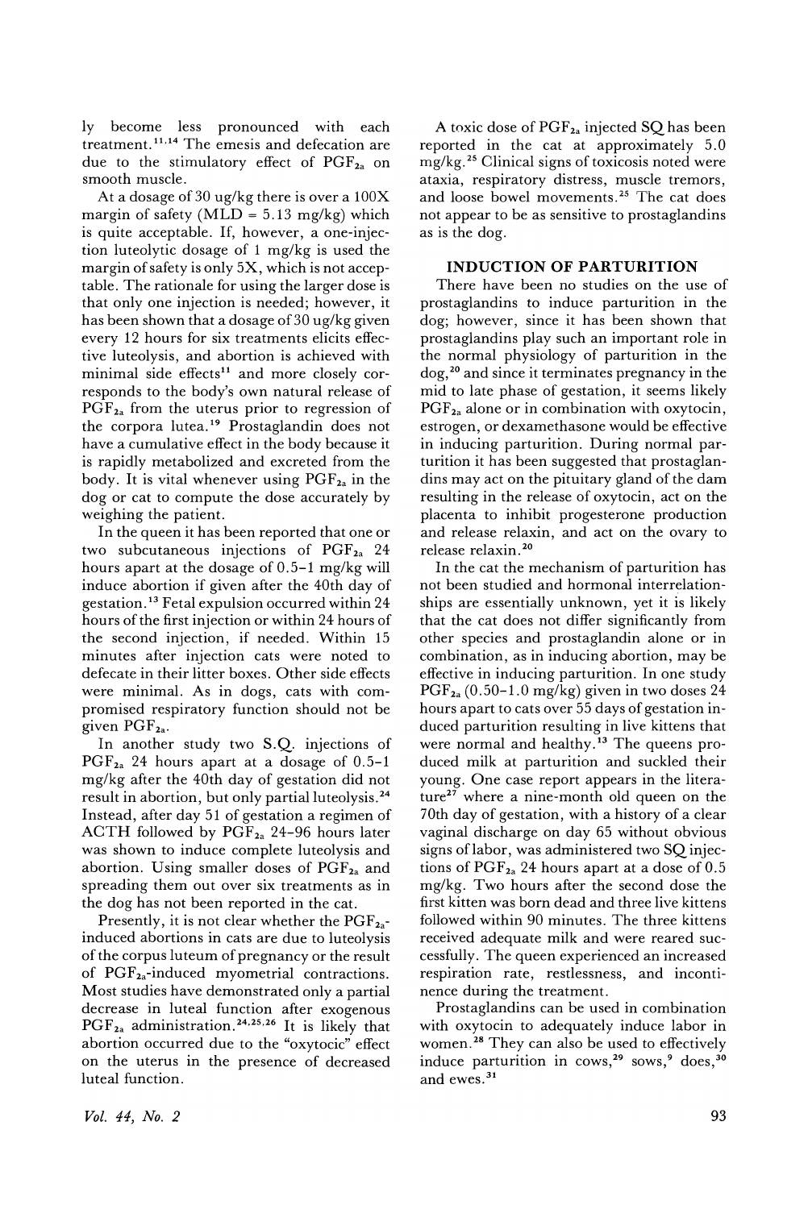ly become less pronounced with each treatment.[11,14] The emesis and defecation are due to the stimulatory effect of $PGF_{2a}$ on smooth muscle.

At a dosage of 30 ug/kg there is over a 100X margin of safety (MLD = 5.13 mg/kg) which is quite acceptable. If, however, a one-injection luteolytic dosage of 1 mg/kg is used the margin of safety is only 5X, which is not acceptable. The rationale for using the larger dose is that only one injection is needed; however, it has been shown that a dosage of 30 ug/kg given every 12 hours for six treatments elicits effective luteolysis, and abortion is achieved with minimal side effects[11] and more closely corresponds to the body's own natural release of $PGF_{2a}$ from the uterus prior to regression of the corpora lutea.[19] Prostaglandin does not have a cumulative effect in the body because it is rapidly metabolized and excreted from the body. It is vital whenever using $PGF_{2a}$ in the dog or cat to compute the dose accurately by weighing the patient.

In the queen it has been reported that one or two subcutaneous injections of $PGF_{2a}$ 24 hours apart at the dosage of 0.5–1 mg/kg will induce abortion if given after the 40th day of gestation.[13] Fetal expulsion occurred within 24 hours of the first injection or within 24 hours of the second injection, if needed. Within 15 minutes after injection cats were noted to defecate in their litter boxes. Other side effects were minimal. As in dogs, cats with compromised respiratory function should not be given $PGF_{2a}$.

In another study two S.Q. injections of $PGF_{2a}$ 24 hours apart at a dosage of 0.5–1 mg/kg after the 40th day of gestation did not result in abortion, but only partial luteolysis.[24] Instead, after day 51 of gestation a regimen of ACTH followed by $PGF_{2a}$ 24–96 hours later was shown to induce complete luteolysis and abortion. Using smaller doses of $PGF_{2a}$ and spreading them out over six treatments as in the dog has not been reported in the cat.

Presently, it is not clear whether the $PGF_{2a}$-induced abortions in cats are due to luteolysis of the corpus luteum of pregnancy or the result of $PGF_{2a}$-induced myometrial contractions. Most studies have demonstrated only a partial decrease in luteal function after exogenous $PGF_{2a}$ administration.[24,25,26] It is likely that abortion occurred due to the "oxytocic" effect on the uterus in the presence of decreased luteal function.

A toxic dose of $PGF_{2a}$ injected SQ has been reported in the cat at approximately 5.0 mg/kg.[25] Clinical signs of toxicosis noted were ataxia, respiratory distress, muscle tremors, and loose bowel movements.[25] The cat does not appear to be as sensitive to prostaglandins as is the dog.

## INDUCTION OF PARTURITION

There have been no studies on the use of prostaglandins to induce parturition in the dog; however, since it has been shown that prostaglandins play such an important role in the normal physiology of parturition in the dog,[20] and since it terminates pregnancy in the mid to late phase of gestation, it seems likely $PGF_{2a}$ alone or in combination with oxytocin, estrogen, or dexamethasone would be effective in inducing parturition. During normal parturition it has been suggested that prostaglandins may act on the pituitary gland of the dam resulting in the release of oxytocin, act on the placenta to inhibit progesterone production and release relaxin, and act on the ovary to release relaxin.[20]

In the cat the mechanism of parturition has not been studied and hormonal interrelationships are essentially unknown, yet it is likely that the cat does not differ significantly from other species and prostaglandin alone or in combination, as in inducing abortion, may be effective in inducing parturition. In one study $PGF_{2a}$ (0.50–1.0 mg/kg) given in two doses 24 hours apart to cats over 55 days of gestation induced parturition resulting in live kittens that were normal and healthy.[13] The queens produced milk at parturition and suckled their young. One case report appears in the literature[27] where a nine-month old queen on the 70th day of gestation, with a history of a clear vaginal discharge on day 65 without obvious signs of labor, was administered two SQ injections of $PGF_{2a}$ 24 hours apart at a dose of 0.5 mg/kg. Two hours after the second dose the first kitten was born dead and three live kittens followed within 90 minutes. The three kittens received adequate milk and were reared successfully. The queen experienced an increased respiration rate, restlessness, and incontinence during the treatment.

Prostaglandins can be used in combination with oxytocin to adequately induce labor in women.[28] They can also be used to effectively induce parturition in cows,[29] sows,[9] does,[30] and ewes.[31]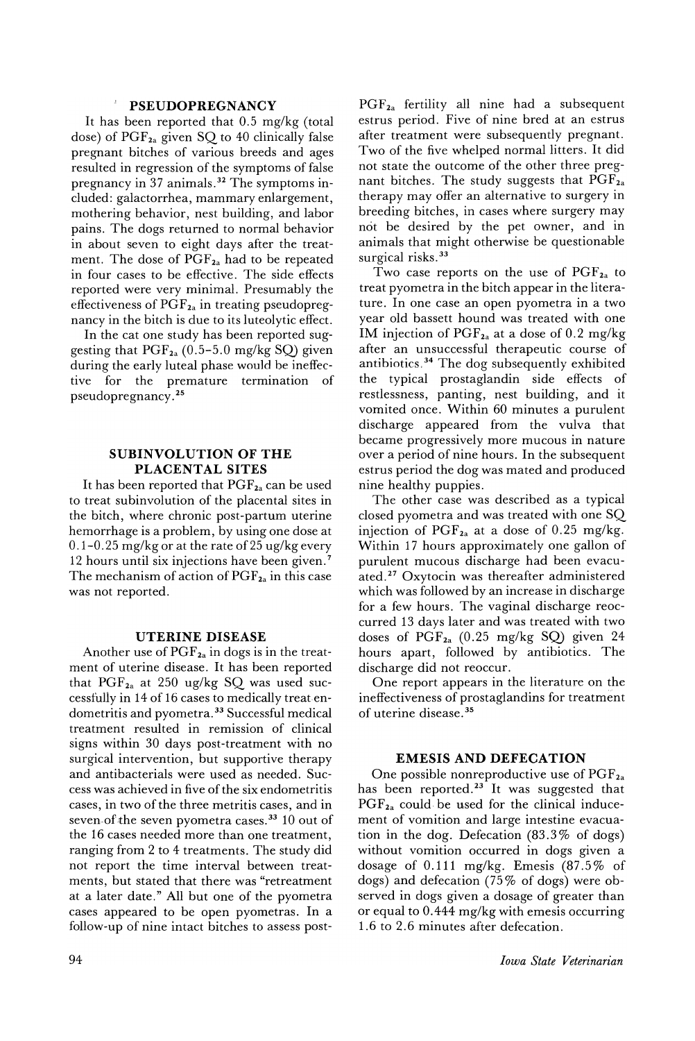## PSEUDOPREGNANCY

It has been reported that 0.5 mg/kg (total dose) of $PGF_{2a}$ given SQ to 40 clinically false pregnant bitches of various breeds and ages resulted in regression of the symptoms of false pregnancy in 37 animals.[32] The symptoms included: galactorrhea, mammary enlargement, mothering behavior, nest building, and labor pains. The dogs returned to normal behavior in about seven to eight days after the treatment. The dose of $PGF_{2a}$ had to be repeated in four cases to be effective. The side effects reported were very minimal. Presumably the effectiveness of $PGF_{2a}$ in treating pseudopregnancy in the bitch is due to its luteolytic effect.

In the cat one study has been reported suggesting that $PGF_{2a}$ (0.5-5.0 mg/kg SQ) given during the early luteal phase would be ineffective for the premature termination of pseudopregnancy.[25]

## SUBINVOLUTION OF THE PLACENTAL SITES

It has been reported that $PGF_{2a}$ can be used to treat subinvolution of the placental sites in the bitch, where chronic post-partum uterine hemorrhage is a problem, by using one dose at 0.1-0.25 mg/kg or at the rate of 25 ug/kg every 12 hours until six injections have been given.[7] The mechanism of action of $PGF_{2a}$ in this case was not reported.

## UTERINE DISEASE

Another use of $PGF_{2a}$ in dogs is in the treatment of uterine disease. It has been reported that $PGF_{2a}$ at 250 ug/kg SQ was used successfully in 14 of 16 cases to medically treat endometritis and pyometra.[33] Successful medical treatment resulted in remission of clinical signs within 30 days post-treatment with no surgical intervention, but supportive therapy and antibacterials were used as needed. Success was achieved in five of the six endometritis cases, in two of the three metritis cases, and in seven of the seven pyometra cases.[33] 10 out of the 16 cases needed more than one treatment, ranging from 2 to 4 treatments. The study did not report the time interval between treatments, but stated that there was "retreatment at a later date." All but one of the pyometra cases appeared to be open pyometras. In a follow-up of nine intact bitches to assess post-$PGF_{2a}$ fertility all nine had a subsequent estrus period. Five of nine bred at an estrus after treatment were subsequently pregnant. Two of the five whelped normal litters. It did not state the outcome of the other three pregnant bitches. The study suggests that $PGF_{2a}$ therapy may offer an alternative to surgery in breeding bitches, in cases where surgery may not be desired by the pet owner, and in animals that might otherwise be questionable surgical risks.[33]

Two case reports on the use of $PGF_{2a}$ to treat pyometra in the bitch appear in the literature. In one case an open pyometra in a two year old bassett hound was treated with one IM injection of $PGF_{2a}$ at a dose of 0.2 mg/kg after an unsuccessful therapeutic course of antibiotics.[34] The dog subsequently exhibited the typical prostaglandin side effects of restlessness, panting, nest building, and it vomited once. Within 60 minutes a purulent discharge appeared from the vulva that became progressively more mucous in nature over a period of nine hours. In the subsequent estrus period the dog was mated and produced nine healthy puppies.

The other case was described as a typical closed pyometra and was treated with one SQ injection of $PGF_{2a}$ at a dose of 0.25 mg/kg. Within 17 hours approximately one gallon of purulent mucous discharge had been evacuated.[27] Oxytocin was thereafter administered which was followed by an increase in discharge for a few hours. The vaginal discharge reoccurred 13 days later and was treated with two doses of $PGF_{2a}$ (0.25 mg/kg SQ) given 24 hours apart, followed by antibiotics. The discharge did not reoccur.

One report appears in the literature on the ineffectiveness of prostaglandins for treatment of uterine disease.[35]

## EMESIS AND DEFECATION

One possible nonreproductive use of $PGF_{2a}$ has been reported.[23] It was suggested that $PGF_{2a}$ could be used for the clinical inducement of vomition and large intestine evacuation in the dog. Defecation (83.3% of dogs) without vomition occurred in dogs given a dosage of 0.111 mg/kg. Emesis (87.5% of dogs) and defecation (75% of dogs) were observed in dogs given a dosage of greater than or equal to 0.444 mg/kg with emesis occurring 1.6 to 2.6 minutes after defecation.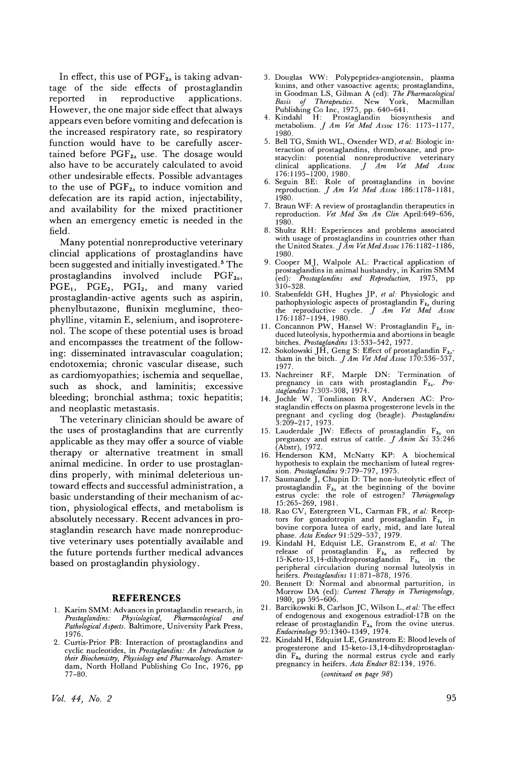In effect, this use of $PGF_{2a}$ is taking advantage of the side effects of prostaglandin reported in reproductive applications. However, the one major side effect that always appears even before vomiting and defecation is the increased respiratory rate, so respiratory function would have to be carefully ascertained before $PGF_{2a}$ use. The dosage would also have to be accurately calculated to avoid other undesirable effects. Possible advantages to the use of $PGF_{2a}$ to induce vomition and defecation are its rapid action, injectability, and availability for the mixed practitioner when an emergency emetic is needed in the field.

Many potential nonreproductive veterinary clincial applications of prostaglandins have been suggested and initially investigated.[5] The prostaglandins involved include $PGF_{2a}$, $PGE_1$, $PGE_2$, $PGI_2$, and many varied prostaglandin-active agents such as aspirin, phenylbutazone, flunixin meglumine, theophylline, vitamin E, selenium, and isoproterenol. The scope of these potential uses is broad and encompasses the treatment of the following: disseminated intravascular coagulation; endotoxemia; chronic vascular disease, such as cardiomyopathies; ischemia and sequellae, such as shock, and laminitis; excessive bleeding; bronchial asthma; toxic hepatitis; and neoplastic metastasis.

The veterinary clinician should be aware of the uses of prostaglandins that are currently applicable as they may offer a source of viable therapy or alternative treatment in small animal medicine. In order to use prostaglandins properly, with minimal deleterious untoward effects and successful administration, a basic understanding of their mechanism of action, physiological effects, and metabolism is absolutely necessary. Recent advances in prostaglandin research have made nonreproductive veterinary uses potentially available and the future portends further medical advances based on prostaglandin physiology.

## REFERENCES

1. Karim SMM: Advances in prostaglandin research, in *Prostaglandins: Physiological, Pharmacological and Pathological Aspects*. Baltimore, University Park Press, 1976.
2. Curtis-Prior PB: Interaction of prostaglandins and cyclic nucleotides, in *Prostaglandins: An Introduction to their Biochemistry, Physiology and Pharmacology*. Amsterdam, North Holland Publishing Co Inc, 1976, pp 77–80.
3. Douglas WW: Polypeptides-angiotensin, plasma kinins, and other vasoactive agents; prostaglandins, in Goodman LS, Gilman A (ed): *The Pharmacological Basis of Therapeutics*. New York, Macmillan Publishing Co Inc, 1975, pp. 640–641.
4. Kindahl H: Prostaglandin biosynthesis and metabolism. *J Am Vet Med Assoc* 176: 1173-1177, 1980.
5. Bell TG, Smith WL, Oxender WD, *et al:* Biologic interaction of prostaglandins, thromboxane, and prostacyclin: potential nonreproductive veterinary clinical applications. *J Am Vet Med Assoc* 176:1195-1200, 1980.
6. Seguin BE: Role of prostaglandins in bovine reproduction. *J Am Vet Med Assoc* 186:1178-1181, 1980.
7. Braun WF: A review of prostaglandin therapeutics in reproduction. *Vet Med Sm An Clin* April:649-656, 1980.
8. Shultz RH: Experiences and problems associated with usage of prostaglandins in countries other than the United States. *J Am Vet Med Assoc* 176:1182-1186, 1980.
9. Cooper MJ, Walpole AL: Practical application of prostaglandins in animal husbandry, in Karim SMM (ed): *Prostaglandins and Reproduction*, 1975, pp 310-328.
10. Stabenfeldt GH, Hughes JP, *et al:* Physiologic and pathophysiologic aspects of prostaglandin $F_{2a}$ during the reproductive cycle. *J Am Vet Med Assoc* 176:1187-1194, 1980.
11. Concannon PW, Hansel W: Prostaglandin $F_{2a}$ induced luteolysis, hypothermia and abortions in beagle bitches. *Prostaglandins* 13:533-542, 1977.
12. Sokolowski JH, Geng S: Effect of prostaglandin $F_{2a}$-tham in the bitch. *J Am Vet Med Assoc* 170:536-537, 1977.
13. Nachreiner RF, Marple DN: Termination of pregnancy in cats with prostaglandin $F_{2a}$. *Prostaglandins* 7:303-308, 1974.
14. Jochle W, Tomlinson RV, Andersen AC: Prostaglandin effects on plasma progesterone levels in the pregnant and cycling dog (beagle). *Prostaglandins* 3:209-217, 1973.
15. Lauderdale JW: Effects of prostaglandin $F_{2a}$ on pregnancy and estrus of cattle. *J Anim Sci* 35:246 (Abstr), 1972.
16. Henderson KM, McNatty KP: A biochemical hypothesis to explain the mechanism of luteal regression. *Prostaglandins* 9:779-797, 1975.
17. Saumande J, Chupin D: The non-luteolytic effect of prostaglandin $F_{2a}$ at the beginning of the bovine estrus cycle: the role of estrogen? *Theriogenology* 15:265-269, 1981.
18. Rao CV, Estergreen VL, Carman FR, *et al:* Receptors for gonadotropin and prostaglandin $F_{2a}$ in bovine corpora lutea of early, mid, and late luteal phase. *Acta Endocr* 91:529-537, 1979.
19. Kindahl H, Edquist LE, Granstrom E, *et al:* The release of prostaglandin $F_{2a}$ as reflected by 15-Keto-13,14-dihydroprostaglandin $F_{2a}$ in the peripheral circulation during normal luteolysis in heifers. *Prostaglandins* 11:871-878, 1976.
20. Bennett D: Normal and abnormal parturition, in Morrow DA (ed): *Current Therapy in Theriogenology*, 1980, pp 595-606.
21. Barcikowski B, Carlson JC, Wilson L, *et al:* The effect of endogenous and exogenous estradiol-17B on the release of prostaglandin $F_{2a}$ from the ovine uterus. *Endocrinology* 95:1340-1349, 1974.
22. Kindahl H, Edquist LE, Granstrom E: Blood levels of progesterone and 15-keto-13,14-dihydroprostaglandin $F_{2a}$ during the normal estrus cycle and early pregnancy in heifers. *Acta Endocr* 82:134, 1976.

*(continued on page 98)*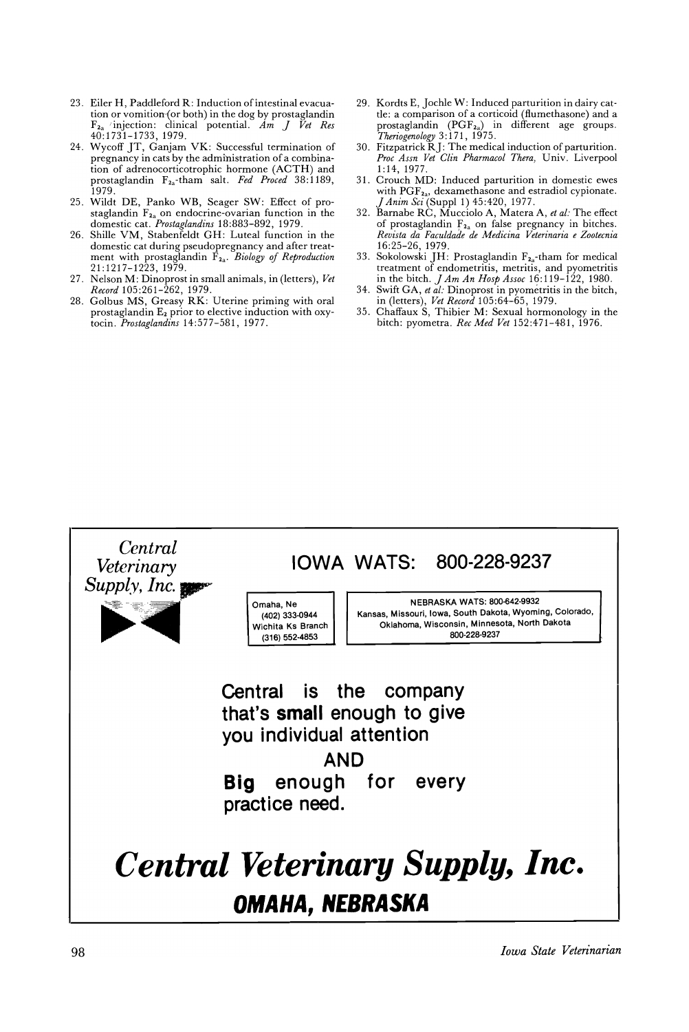23. Eiler H, Paddleford R: Induction of intestinal evacuation or vomition (or both) in the dog by prostaglandin $F_{2a}$ injection: clinical potential. *Am J Vet Res* 40:1731-1733, 1979.
24. Wycoff JT, Ganjam VK: Successful termination of pregnancy in cats by the administration of a combination of adrenocorticotrophic hormone (ACTH) and prostaglandin $F_{2a}$-tham salt. *Fed Proced* 38:1189, 1979.
25. Wildt DE, Panko WB, Seager SW: Effect of prostaglandin $F_{2a}$ on endocrine-ovarian function in the domestic cat. *Prostaglandins* 18:883-892, 1979.
26. Shille VM, Stabenfeldt GH: Luteal function in the domestic cat during pseudopregnancy and after treatment with prostaglandin $F_{2a}$. *Biology of Reproduction* 21:1217-1223, 1979.
27. Nelson M: Dinoprost in small animals, in (letters), *Vet Record* 105:261-262, 1979.
28. Golbus MS, Greasy RK: Uterine priming with oral prostaglandin $E_2$ prior to elective induction with oxytocin. *Prostaglandins* 14:577-581, 1977.
29. Kordts E, Jochle W: Induced parturition in dairy cattle: a comparison of a corticoid (flumethasone) and a prostaglandin ($PGF_{2a}$) in different age groups. *Theriogenology* 3:171, 1975.
30. Fitzpatrick RJ: The medical induction of parturition. *Proc Assn Vet Clin Pharmacol Thera,* Univ. Liverpool 1:14, 1977.
31. Crouch MD: Induced parturition in domestic ewes with $PGF_{2a}$, dexamethasone and estradiol cypionate. *J Anim Sci* (Suppl 1) 45:420, 1977.
32. Barnabe RC, Mucciolo A, Matera A, *et al:* The effect of prostaglandin $F_{2a}$ on false pregnancy in bitches. *Revista da Faculdade de Medicina Veterinaria e Zootecnia* 16:25-26, 1979.
33. Sokolowski JH: Prostaglandin $F_{2a}$-tham for medical treatment of endometritis, metritis, and pyometritis in the bitch. *J Am An Hosp Assoc* 16:119-122, 1980.
34. Swift GA, *et al:* Dinoprost in pyometritis in the bitch, in (letters), *Vet Record* 105:64-65, 1979.
35. Chaffaux S, Thibier M: Sexual hormonology in the bitch: pyometra. *Rec Med Vet* 152:471-481, 1976.

*Central Veterinary Supply, Inc.*

IOWA WATS: 800-228-9237

Omaha, Ne
(402) 333-0944
Wichita Ks Branch
(316) 552-4853

NEBRASKA WATS: 800-642-9932
Kansas, Missouri, Iowa, South Dakota, Wyoming, Colorado, Oklahoma, Wisconsin, Minnesota, North Dakota
800-228-9237

Central is the company that's **small** enough to give you individual attention

AND

**Big** enough for every practice need.

***Central Veterinary Supply, Inc.***

***OMAHA, NEBRASKA***